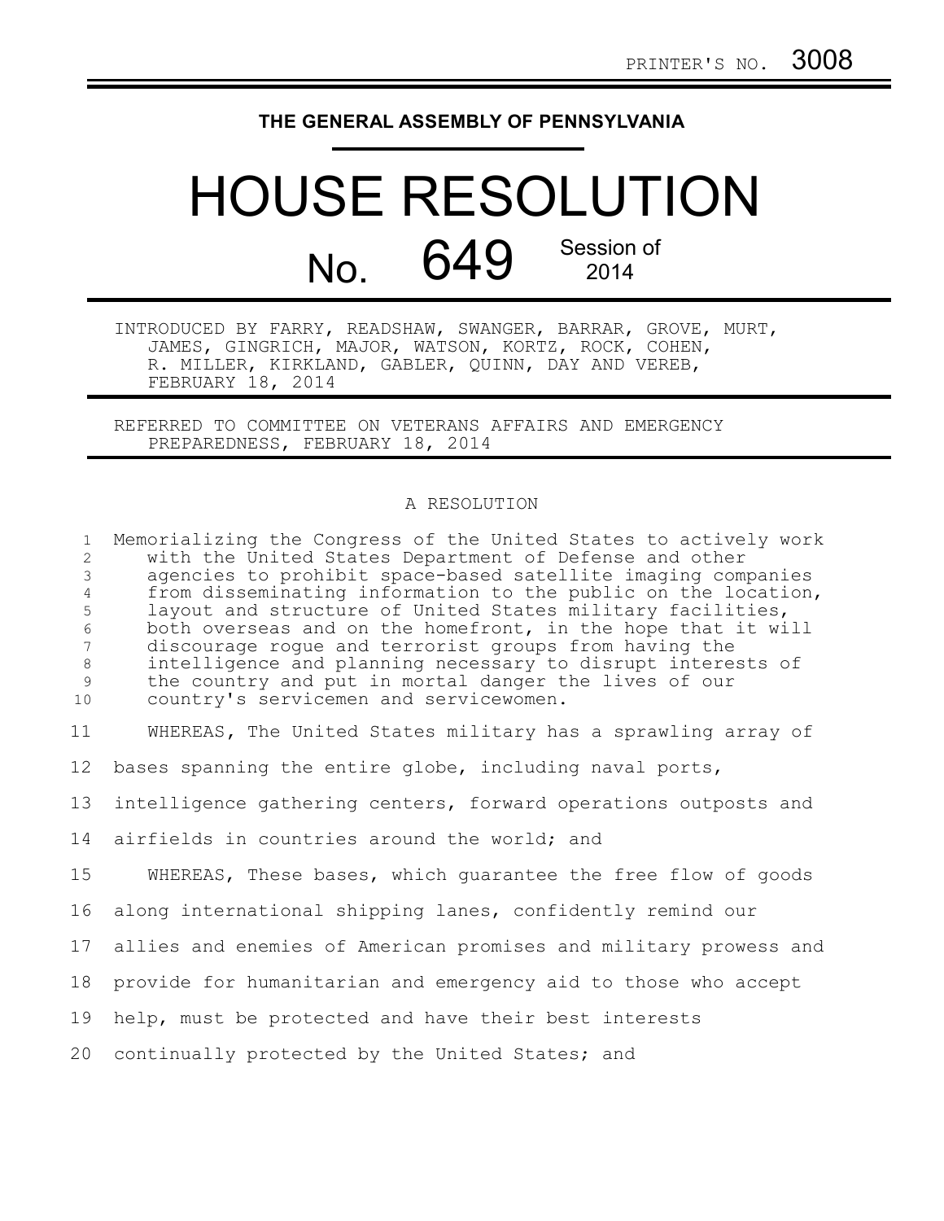PRINTER'S NO. 3008

**THE GENERAL ASSEMBLY OF PENNSYLVANIA**

# HOUSE RESOLUTION

## No. 649 Session of 2014

INTRODUCED BY FARRY, READSHAW, SWANGER, BARRAR, GROVE, MURT, JAMES, GINGRICH, MAJOR, WATSON, KORTZ, ROCK, COHEN, R. MILLER, KIRKLAND, GABLER, QUINN, DAY AND VEREB, FEBRUARY 18, 2014

REFERRED TO COMMITTEE ON VETERANS AFFAIRS AND EMERGENCY PREPAREDNESS, FEBRUARY 18, 2014

A RESOLUTION

Memorializing the Congress of the United States to actively work with the United States Department of Defense and other agencies to prohibit space-based satellite imaging companies from disseminating information to the public on the location, layout and structure of United States military facilities, both overseas and on the homefront, in the hope that it will discourage rogue and terrorist groups from having the intelligence and planning necessary to disrupt interests of the country and put in mortal danger the lives of our country's servicemen and servicewomen.

WHEREAS, The United States military has a sprawling array of bases spanning the entire globe, including naval ports, intelligence gathering centers, forward operations outposts and airfields in countries around the world; and

WHEREAS, These bases, which guarantee the free flow of goods along international shipping lanes, confidently remind our allies and enemies of American promises and military prowess and provide for humanitarian and emergency aid to those who accept help, must be protected and have their best interests continually protected by the United States; and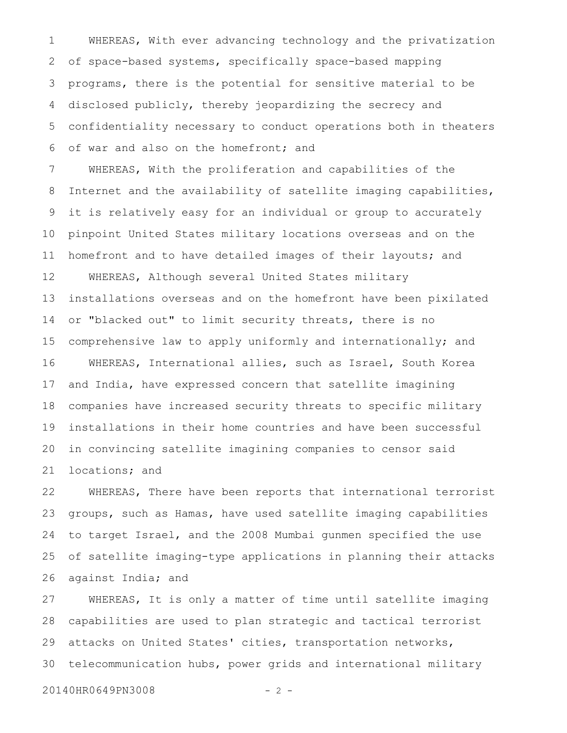WHEREAS, With ever advancing technology and the privatization of space-based systems, specifically space-based mapping programs, there is the potential for sensitive material to be disclosed publicly, thereby jeopardizing the secrecy and confidentiality necessary to conduct operations both in theaters of war and also on the homefront; and

WHEREAS, With the proliferation and capabilities of the Internet and the availability of satellite imaging capabilities, it is relatively easy for an individual or group to accurately pinpoint United States military locations overseas and on the homefront and to have detailed images of their layouts; and

WHEREAS, Although several United States military installations overseas and on the homefront have been pixilated or "blacked out" to limit security threats, there is no comprehensive law to apply uniformly and internationally; and

WHEREAS, International allies, such as Israel, South Korea and India, have expressed concern that satellite imagining companies have increased security threats to specific military installations in their home countries and have been successful in convincing satellite imagining companies to censor said locations; and

WHEREAS, There have been reports that international terrorist groups, such as Hamas, have used satellite imaging capabilities to target Israel, and the 2008 Mumbai gunmen specified the use of satellite imaging-type applications in planning their attacks against India; and

WHEREAS, It is only a matter of time until satellite imaging capabilities are used to plan strategic and tactical terrorist attacks on United States' cities, transportation networks, telecommunication hubs, power grids and international military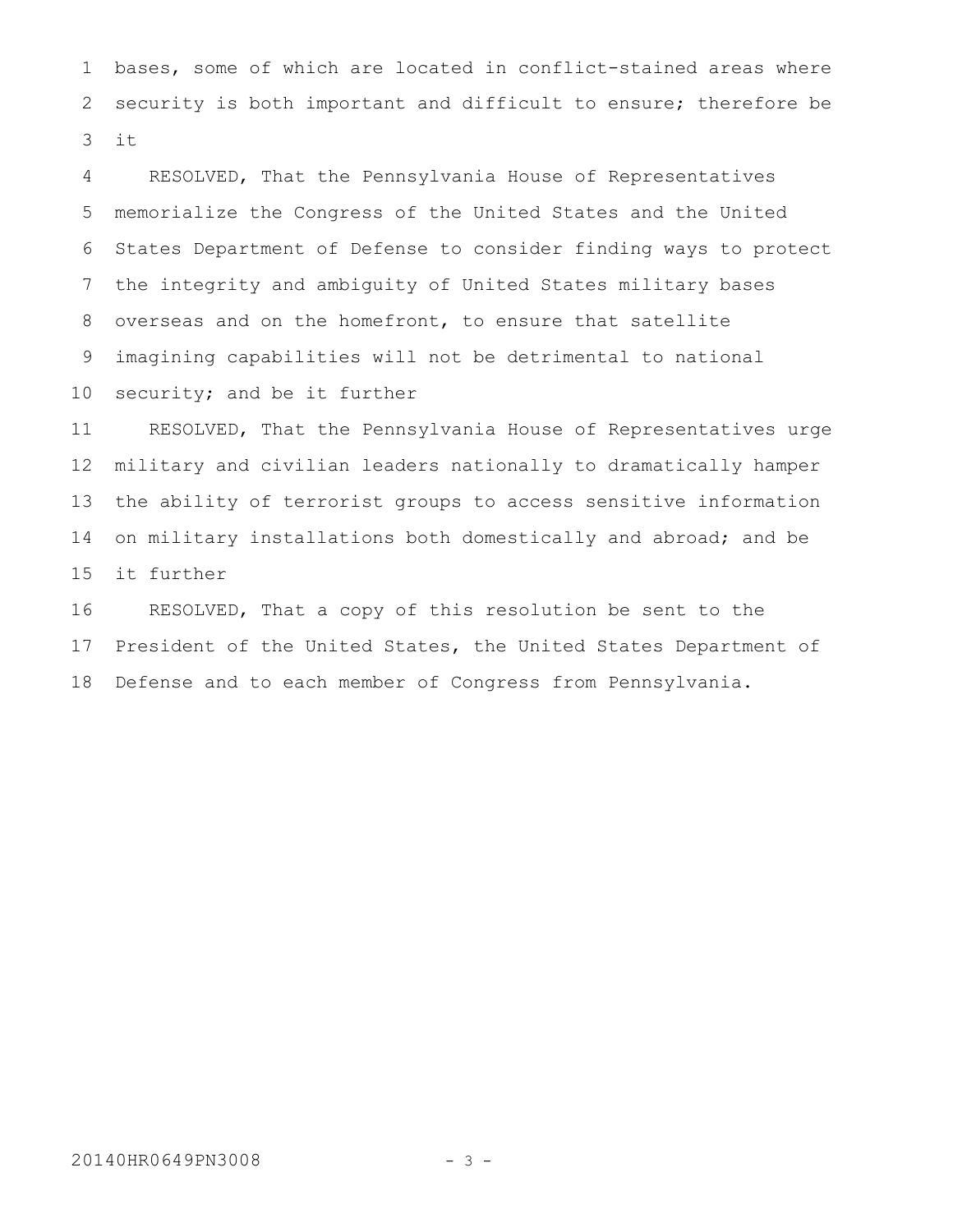bases, some of which are located in conflict-stained areas where security is both important and difficult to ensure; therefore be it

RESOLVED, That the Pennsylvania House of Representatives memorialize the Congress of the United States and the United States Department of Defense to consider finding ways to protect the integrity and ambiguity of United States military bases overseas and on the homefront, to ensure that satellite imagining capabilities will not be detrimental to national security; and be it further

RESOLVED, That the Pennsylvania House of Representatives urge military and civilian leaders nationally to dramatically hamper the ability of terrorist groups to access sensitive information on military installations both domestically and abroad; and be it further

RESOLVED, That a copy of this resolution be sent to the President of the United States, the United States Department of Defense and to each member of Congress from Pennsylvania.